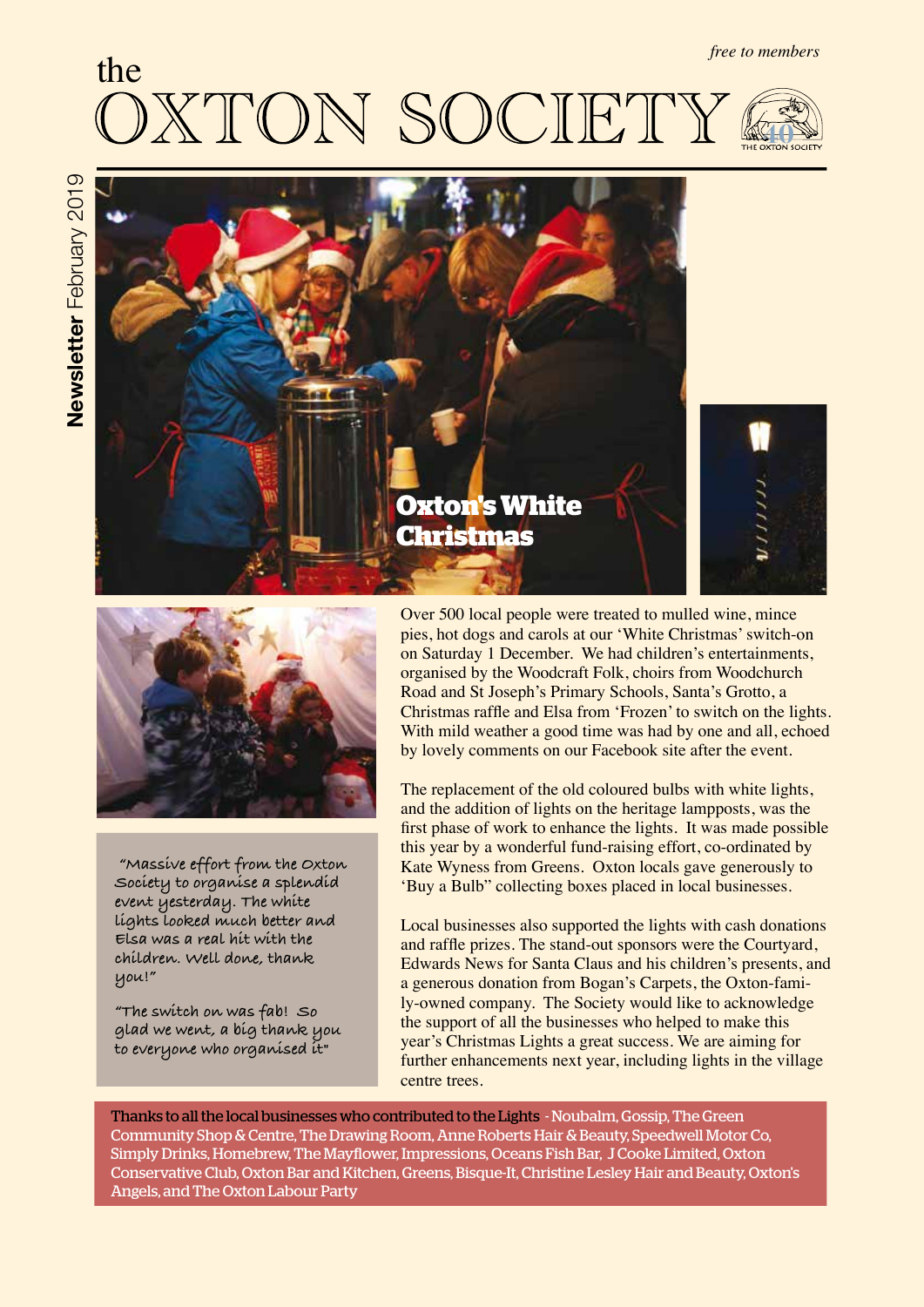*free to members*

# the OXTON SOCIETY

**Newsletter** February 2019

## Oxton's White Christmas

"Massive effort from the Oxton Society to organise a splendid event yesterday. The white lights looked much better and Elsa was a real hit with the children. Well done, thank you!"

"The switch on was fab! So glad we went, a big thank you to everyone who organised it"

Over 500 local people were treated to mulled wine, mince pies, hot dogs and carols at our 'White Christmas' switch-on on Saturday 1 December. We had children's entertainments, organised by the Woodcraft Folk, choirs from Woodchurch Road and St Joseph's Primary Schools, Santa's Grotto, a Christmas raffle and Elsa from 'Frozen' to switch on the lights. With mild weather a good time was had by one and all, echoed by lovely comments on our Facebook site after the event.

The replacement of the old coloured bulbs with white lights, and the addition of lights on the heritage lampposts, was the first phase of work to enhance the lights. It was made possible this year by a wonderful fund-raising effort, co-ordinated by Kate Wyness from Greens. Oxton locals gave generously to 'Buy a Bulb" collecting boxes placed in local businesses.

Local businesses also supported the lights with cash donations and raffle prizes. The stand-out sponsors were the Courtyard, Edwards News for Santa Claus and his children's presents, and a generous donation from Bogan's Carpets, the Oxton-family-owned company. The Society would like to acknowledge the support of all the businesses who helped to make this year's Christmas Lights a great success. We are aiming for further enhancements next year, including lights in the village centre trees.

Thanks to all the local businesses who contributed to the Lights - Noubalm, Gossip, The Green Community Shop & Centre, The Drawing Room, Anne Roberts Hair & Beauty, Speedwell Motor Co, Simply Drinks, Homebrew, The Mayflower, Impressions, Oceans Fish Bar, J Cooke Limited, Oxton Conservative Club, Oxton Bar and Kitchen, Greens, Bisque-It, Christine Lesley Hair and Beauty, Oxton's Angels, and The Oxton Labour Party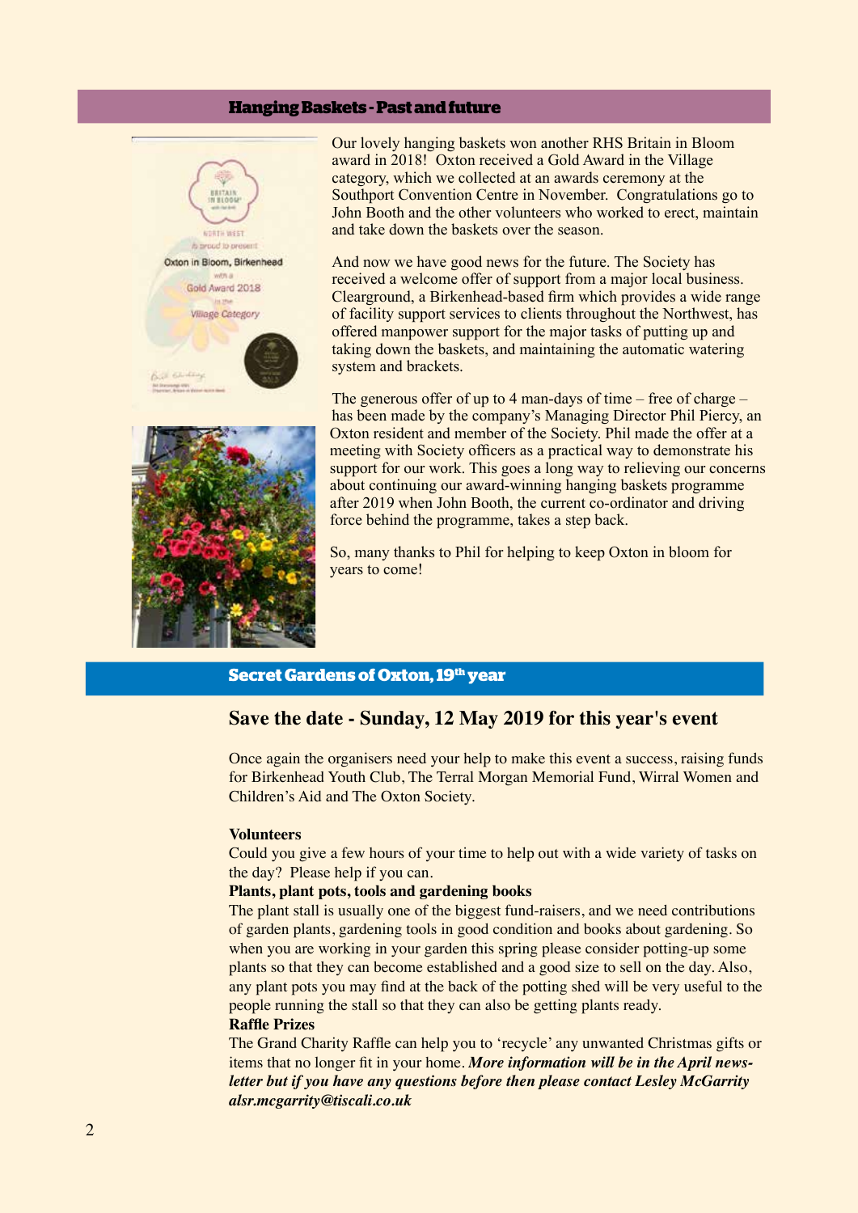## Hanging Baskets - Past and future

Our lovely hanging baskets won another RHS Britain in Bloom award in 2018! Oxton received a Gold Award in the Village category, which we collected at an awards ceremony at the Southport Convention Centre in November. Congratulations go to John Booth and the other volunteers who worked to erect, maintain and take down the baskets over the season.

And now we have good news for the future. The Society has received a welcome offer of support from a major local business. Clearground, a Birkenhead-based firm which provides a wide range of facility support services to clients throughout the Northwest, has offered manpower support for the major tasks of putting up and taking down the baskets, and maintaining the automatic watering system and brackets.

The generous offer of up to 4 man-days of time – free of charge – has been made by the company's Managing Director Phil Piercy, an Oxton resident and member of the Society. Phil made the offer at a meeting with Society officers as a practical way to demonstrate his support for our work. This goes a long way to relieving our concerns about continuing our award-winning hanging baskets programme after 2019 when John Booth, the current co-ordinator and driving force behind the programme, takes a step back.

So, many thanks to Phil for helping to keep Oxton in bloom for years to come!

## Secret Gardens of Oxton, 19th year

### Save the date - Sunday, 12 May 2019 for this year's event

Once again the organisers need your help to make this event a success, raising funds for Birkenhead Youth Club, The Terral Morgan Memorial Fund, Wirral Women and Children's Aid and The Oxton Society.

**Volunteers**
Could you give a few hours of your time to help out with a wide variety of tasks on the day? Please help if you can.

**Plants, plant pots, tools and gardening books**
The plant stall is usually one of the biggest fund-raisers, and we need contributions of garden plants, gardening tools in good condition and books about gardening. So when you are working in your garden this spring please consider potting-up some plants so that they can become established and a good size to sell on the day. Also, any plant pots you may find at the back of the potting shed will be very useful to the people running the stall so that they can also be getting plants ready.

**Raffle Prizes**
The Grand Charity Raffle can help you to 'recycle' any unwanted Christmas gifts or items that no longer fit in your home. ***More information will be in the April newsletter but if you have any questions before then please contact Lesley McGarrity alsr.mcgarrity@tiscali.co.uk***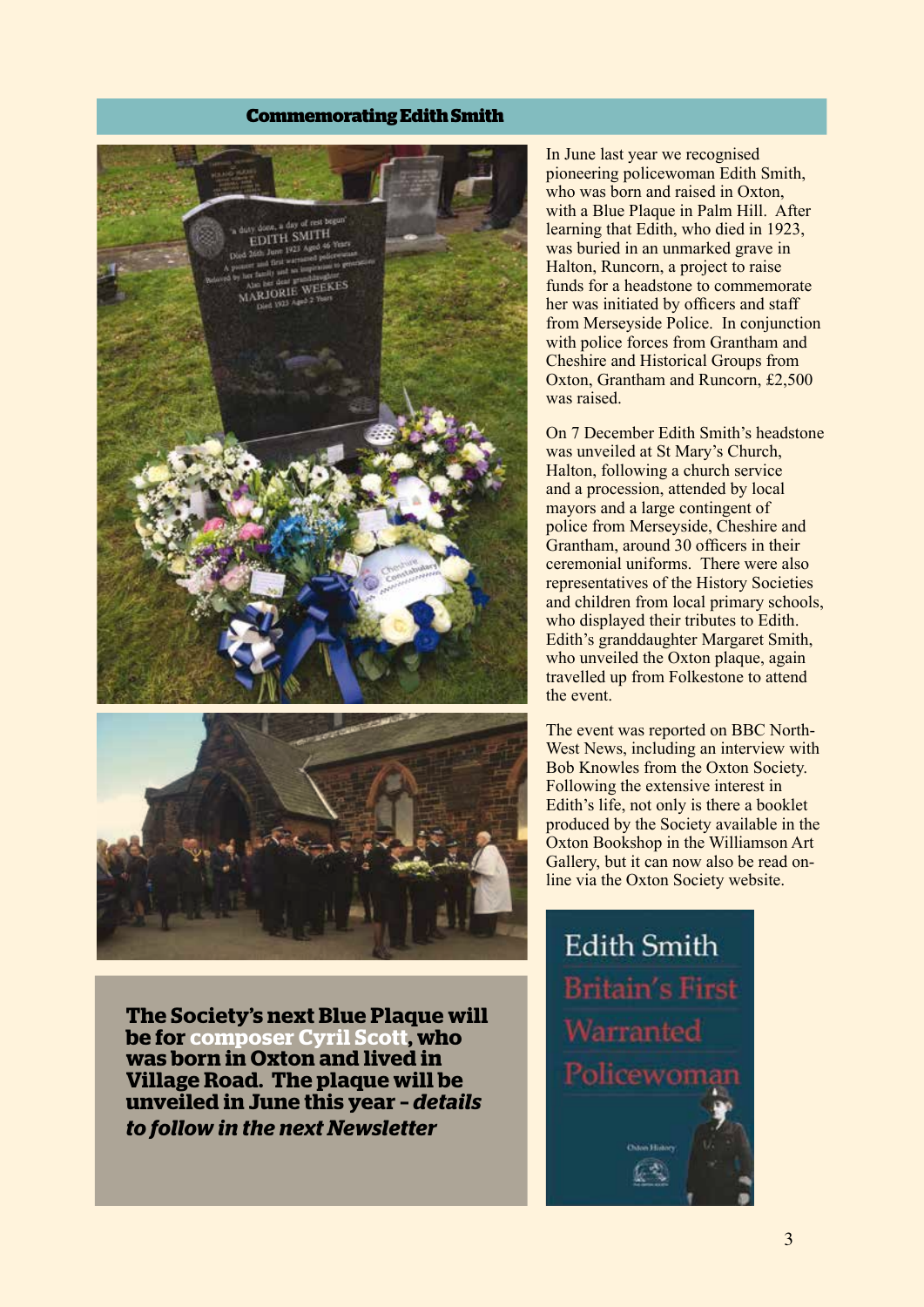## Commemorating Edith Smith

In June last year we recognised pioneering policewoman Edith Smith, who was born and raised in Oxton, with a Blue Plaque in Palm Hill. After learning that Edith, who died in 1923, was buried in an unmarked grave in Halton, Runcorn, a project to raise funds for a headstone to commemorate her was initiated by officers and staff from Merseyside Police. In conjunction with police forces from Grantham and Cheshire and Historical Groups from Oxton, Grantham and Runcorn, £2,500 was raised.

On 7 December Edith Smith's headstone was unveiled at St Mary's Church, Halton, following a church service and a procession, attended by local mayors and a large contingent of police from Merseyside, Cheshire and Grantham, around 30 officers in their ceremonial uniforms. There were also representatives of the History Societies and children from local primary schools, who displayed their tributes to Edith. Edith's granddaughter Margaret Smith, who unveiled the Oxton plaque, again travelled up from Folkestone to attend the event.

The event was reported on BBC North-West News, including an interview with Bob Knowles from the Oxton Society. Following the extensive interest in Edith's life, not only is there a booklet produced by the Society available in the Oxton Bookshop in the Williamson Art Gallery, but it can now also be read on-line via the Oxton Society website.

**The Society's next Blue Plaque will be for composer Cyril Scott, who was born in Oxton and lived in Village Road. The plaque will be unveiled in June this year – *details to follow in the next Newsletter***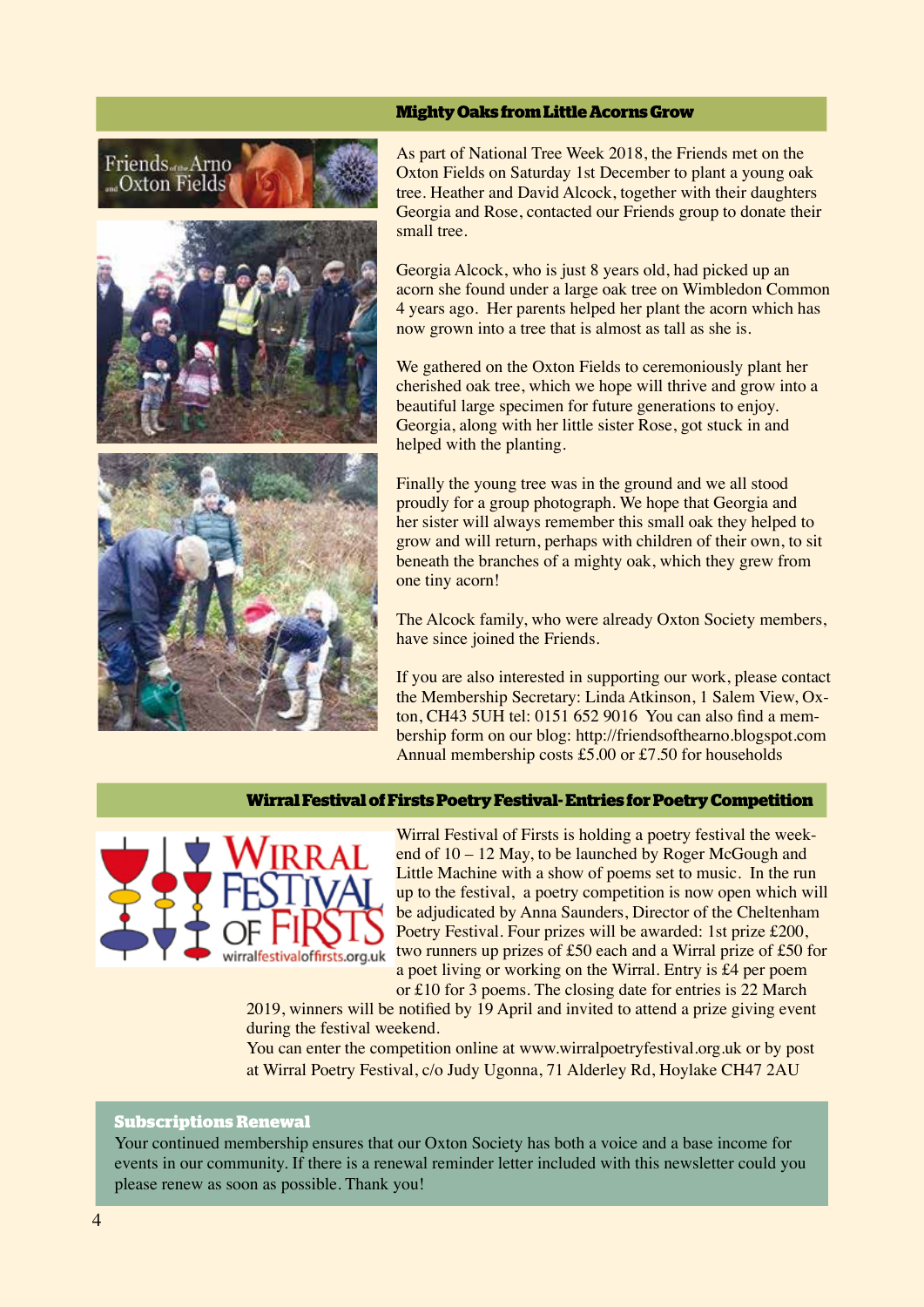## Mighty Oaks from Little Acorns Grow

As part of National Tree Week 2018, the Friends met on the Oxton Fields on Saturday 1st December to plant a young oak tree. Heather and David Alcock, together with their daughters Georgia and Rose, contacted our Friends group to donate their small tree.

Georgia Alcock, who is just 8 years old, had picked up an acorn she found under a large oak tree on Wimbledon Common 4 years ago. Her parents helped her plant the acorn which has now grown into a tree that is almost as tall as she is.

We gathered on the Oxton Fields to ceremoniously plant her cherished oak tree, which we hope will thrive and grow into a beautiful large specimen for future generations to enjoy. Georgia, along with her little sister Rose, got stuck in and helped with the planting.

Finally the young tree was in the ground and we all stood proudly for a group photograph. We hope that Georgia and her sister will always remember this small oak they helped to grow and will return, perhaps with children of their own, to sit beneath the branches of a mighty oak, which they grew from one tiny acorn!

The Alcock family, who were already Oxton Society members, have since joined the Friends.

If you are also interested in supporting our work, please contact the Membership Secretary: Linda Atkinson, 1 Salem View, Oxton, CH43 5UH tel: 0151 652 9016 You can also find a membership form on our blog: http://friendsofthearno.blogspot.com Annual membership costs £5.00 or £7.50 for households

## Wirral Festival of Firsts Poetry Festival- Entries for Poetry Competition

Wirral Festival of Firsts is holding a poetry festival the weekend of 10 – 12 May, to be launched by Roger McGough and Little Machine with a show of poems set to music. In the run up to the festival, a poetry competition is now open which will be adjudicated by Anna Saunders, Director of the Cheltenham Poetry Festival. Four prizes will be awarded: 1st prize £200, two runners up prizes of £50 each and a Wirral prize of £50 for a poet living or working on the Wirral. Entry is £4 per poem or £10 for 3 poems. The closing date for entries is 22 March 2019, winners will be notified by 19 April and invited to attend a prize giving event during the festival weekend.

You can enter the competition online at www.wirralpoetryfestival.org.uk or by post at Wirral Poetry Festival, c/o Judy Ugonna, 71 Alderley Rd, Hoylake CH47 2AU

### Subscriptions Renewal

Your continued membership ensures that our Oxton Society has both a voice and a base income for events in our community. If there is a renewal reminder letter included with this newsletter could you please renew as soon as possible. Thank you!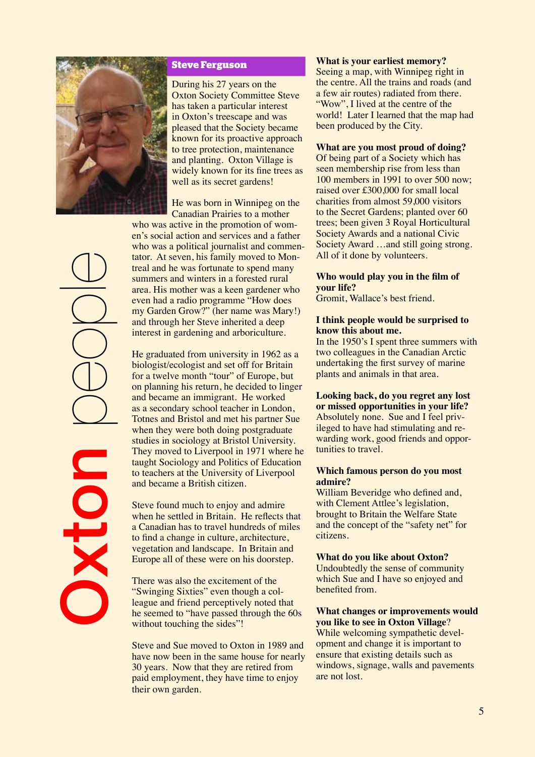# Oxton people

## Steve Ferguson

During his 27 years on the Oxton Society Committee Steve has taken a particular interest in Oxton's treescape and was pleased that the Society became known for its proactive approach to tree protection, maintenance and planting. Oxton Village is widely known for its fine trees as well as its secret gardens!

He was born in Winnipeg on the Canadian Prairies to a mother who was active in the promotion of women's social action and services and a father who was a political journalist and commentator. At seven, his family moved to Montreal and he was fortunate to spend many summers and winters in a forested rural area. His mother was a keen gardener who even had a radio programme "How does my Garden Grow?" (her name was Mary!) and through her Steve inherited a deep interest in gardening and arboriculture.

He graduated from university in 1962 as a biologist/ecologist and set off for Britain for a twelve month "tour" of Europe, but on planning his return, he decided to linger and became an immigrant. He worked as a secondary school teacher in London, Totnes and Bristol and met his partner Sue when they were both doing postgraduate studies in sociology at Bristol University. They moved to Liverpool in 1971 where he taught Sociology and Politics of Education to teachers at the University of Liverpool and became a British citizen.

Steve found much to enjoy and admire when he settled in Britain. He reflects that a Canadian has to travel hundreds of miles to find a change in culture, architecture, vegetation and landscape. In Britain and Europe all of these were on his doorstep.

There was also the excitement of the "Swinging Sixties" even though a colleague and friend perceptively noted that he seemed to "have passed through the 60s without touching the sides"!

Steve and Sue moved to Oxton in 1989 and have now been in the same house for nearly 30 years. Now that they are retired from paid employment, they have time to enjoy their own garden.

**What is your earliest memory?**
Seeing a map, with Winnipeg right in the centre. All the trains and roads (and a few air routes) radiated from there. "Wow", I lived at the centre of the world! Later I learned that the map had been produced by the City.

**What are you most proud of doing?**
Of being part of a Society which has seen membership rise from less than 100 members in 1991 to over 500 now; raised over £300,000 for small local charities from almost 59,000 visitors to the Secret Gardens; planted over 60 trees; been given 3 Royal Horticultural Society Awards and a national Civic Society Award …and still going strong. All of it done by volunteers.

**Who would play you in the film of your life?**
Gromit, Wallace's best friend.

**I think people would be surprised to know this about me.**
In the 1950's I spent three summers with two colleagues in the Canadian Arctic undertaking the first survey of marine plants and animals in that area.

**Looking back, do you regret any lost or missed opportunities in your life?**
Absolutely none. Sue and I feel privileged to have had stimulating and rewarding work, good friends and opportunities to travel.

**Which famous person do you most admire?**
William Beveridge who defined and, with Clement Attlee's legislation, brought to Britain the Welfare State and the concept of the "safety net" for citizens.

**What do you like about Oxton?**
Undoubtedly the sense of community which Sue and I have so enjoyed and benefited from.

**What changes or improvements would you like to see in Oxton Village?**
While welcoming sympathetic development and change it is important to ensure that existing details such as windows, signage, walls and pavements are not lost.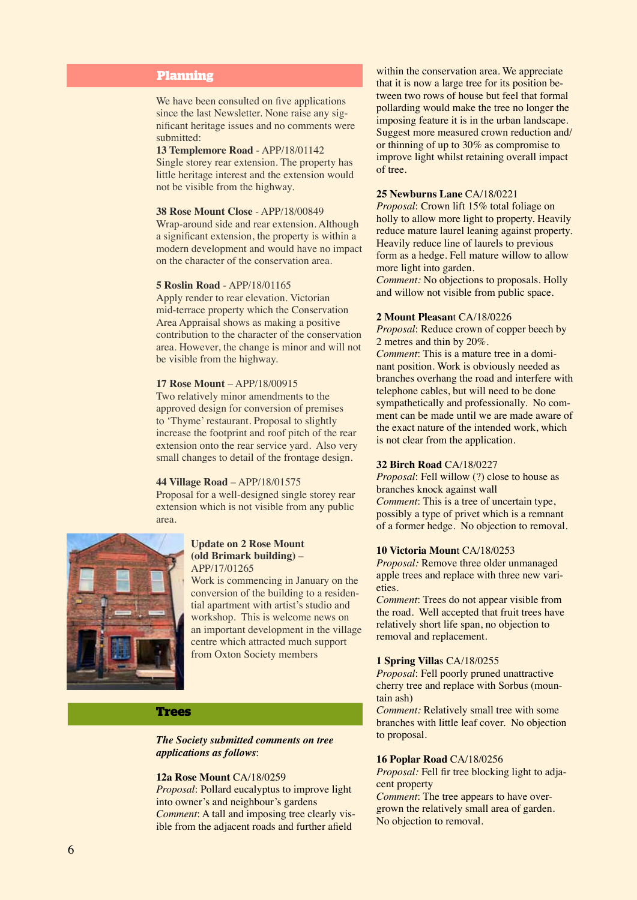## Planning

We have been consulted on five applications since the last Newsletter. None raise any significant heritage issues and no comments were submitted:

**13 Templemore Road** - APP/18/01142
Single storey rear extension. The property has little heritage interest and the extension would not be visible from the highway.

**38 Rose Mount Close** - APP/18/00849
Wrap-around side and rear extension. Although a significant extension, the property is within a modern development and would have no impact on the character of the conservation area.

**5 Roslin Road** - APP/18/01165
Apply render to rear elevation. Victorian mid-terrace property which the Conservation Area Appraisal shows as making a positive contribution to the character of the conservation area. However, the change is minor and will not be visible from the highway.

**17 Rose Mount** – APP/18/00915
Two relatively minor amendments to the approved design for conversion of premises to 'Thyme' restaurant. Proposal to slightly increase the footprint and roof pitch of the rear extension onto the rear service yard. Also very small changes to detail of the frontage design.

**44 Village Road** – APP/18/01575
Proposal for a well-designed single storey rear extension which is not visible from any public area.

**Update on 2 Rose Mount (old Brimark building)** – APP/17/01265
Work is commencing in January on the conversion of the building to a residential apartment with artist's studio and workshop. This is welcome news on an important development in the village centre which attracted much support from Oxton Society members

## Trees

***The Society submitted comments on tree applications as follows***:

**12a Rose Mount** CA/18/0259
*Proposal*: Pollard eucalyptus to improve light into owner's and neighbour's gardens
*Comment*: A tall and imposing tree clearly visible from the adjacent roads and further afield within the conservation area. We appreciate that it is now a large tree for its position between two rows of house but feel that formal pollarding would make the tree no longer the imposing feature it is in the urban landscape. Suggest more measured crown reduction and/or thinning of up to 30% as compromise to improve light whilst retaining overall impact of tree.

**25 Newburns Lane** CA/18/0221
*Proposal*: Crown lift 15% total foliage on holly to allow more light to property. Heavily reduce mature laurel leaning against property. Heavily reduce line of laurels to previous form as a hedge. Fell mature willow to allow more light into garden.
*Comment:* No objections to proposals. Holly and willow not visible from public space.

**2 Mount Pleasant** CA/18/0226
*Proposal*: Reduce crown of copper beech by 2 metres and thin by 20%.
*Comment*: This is a mature tree in a dominant position. Work is obviously needed as branches overhang the road and interfere with telephone cables, but will need to be done sympathetically and professionally. No comment can be made until we are made aware of the exact nature of the intended work, which is not clear from the application.

**32 Birch Road** CA/18/0227
*Proposal*: Fell willow (?) close to house as branches knock against wall
*Comment*: This is a tree of uncertain type, possibly a type of privet which is a remnant of a former hedge. No objection to removal.

**10 Victoria Mount** CA/18/0253
*Proposal:* Remove three older unmanaged apple trees and replace with three new varieties.
*Comment*: Trees do not appear visible from the road. Well accepted that fruit trees have relatively short life span, no objection to removal and replacement.

**1 Spring Villas** CA/18/0255
*Proposal*: Fell poorly pruned unattractive cherry tree and replace with Sorbus (mountain ash)
*Comment:* Relatively small tree with some branches with little leaf cover. No objection to proposal.

**16 Poplar Road** CA/18/0256
*Proposal:* Fell fir tree blocking light to adjacent property
*Comment*: The tree appears to have overgrown the relatively small area of garden. No objection to removal.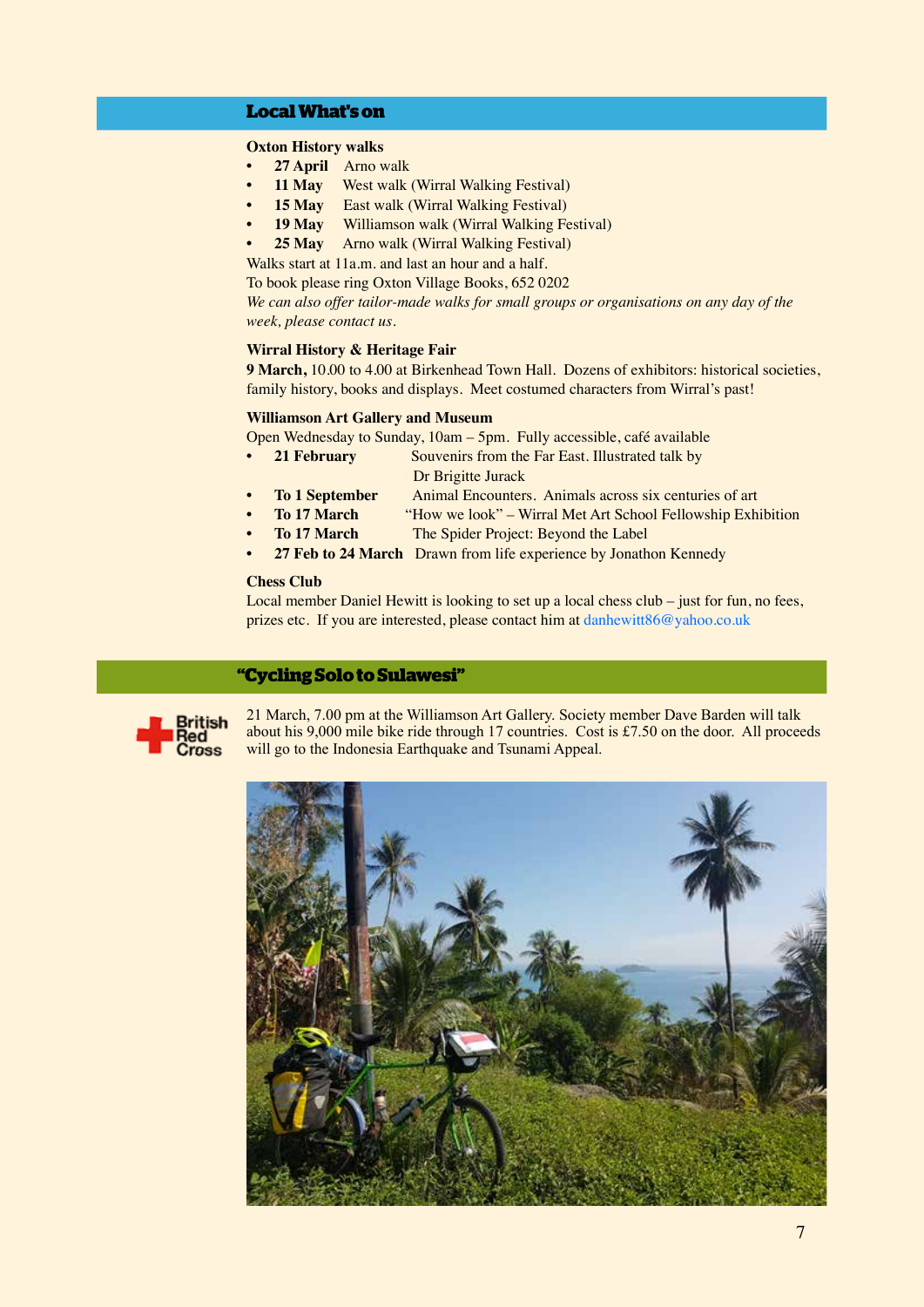## Local What's on

**Oxton History walks**

- **27 April** Arno walk
- **11 May** West walk (Wirral Walking Festival)
- **15 May** East walk (Wirral Walking Festival)
- **19 May** Williamson walk (Wirral Walking Festival)
- **25 May** Arno walk (Wirral Walking Festival)

Walks start at 11a.m. and last an hour and a half.

To book please ring Oxton Village Books, 652 0202

*We can also offer tailor-made walks for small groups or organisations on any day of the week, please contact us.*

**Wirral History & Heritage Fair**

**9 March,** 10.00 to 4.00 at Birkenhead Town Hall. Dozens of exhibitors: historical societies, family history, books and displays. Meet costumed characters from Wirral's past!

**Williamson Art Gallery and Museum**

Open Wednesday to Sunday, 10am – 5pm. Fully accessible, café available

- **21 February** Souvenirs from the Far East. Illustrated talk by Dr Brigitte Jurack
- **To 1 September** Animal Encounters. Animals across six centuries of art
- **To 17 March** "How we look" – Wirral Met Art School Fellowship Exhibition
- **To 17 March** The Spider Project: Beyond the Label
- **27 Feb to 24 March** Drawn from life experience by Jonathon Kennedy

**Chess Club**

Local member Daniel Hewitt is looking to set up a local chess club – just for fun, no fees, prizes etc. If you are interested, please contact him at danhewitt86@yahoo.co.uk

## "Cycling Solo to Sulawesi"

British Red Cross

21 March, 7.00 pm at the Williamson Art Gallery. Society member Dave Barden will talk about his 9,000 mile bike ride through 17 countries. Cost is £7.50 on the door. All proceeds will go to the Indonesia Earthquake and Tsunami Appeal.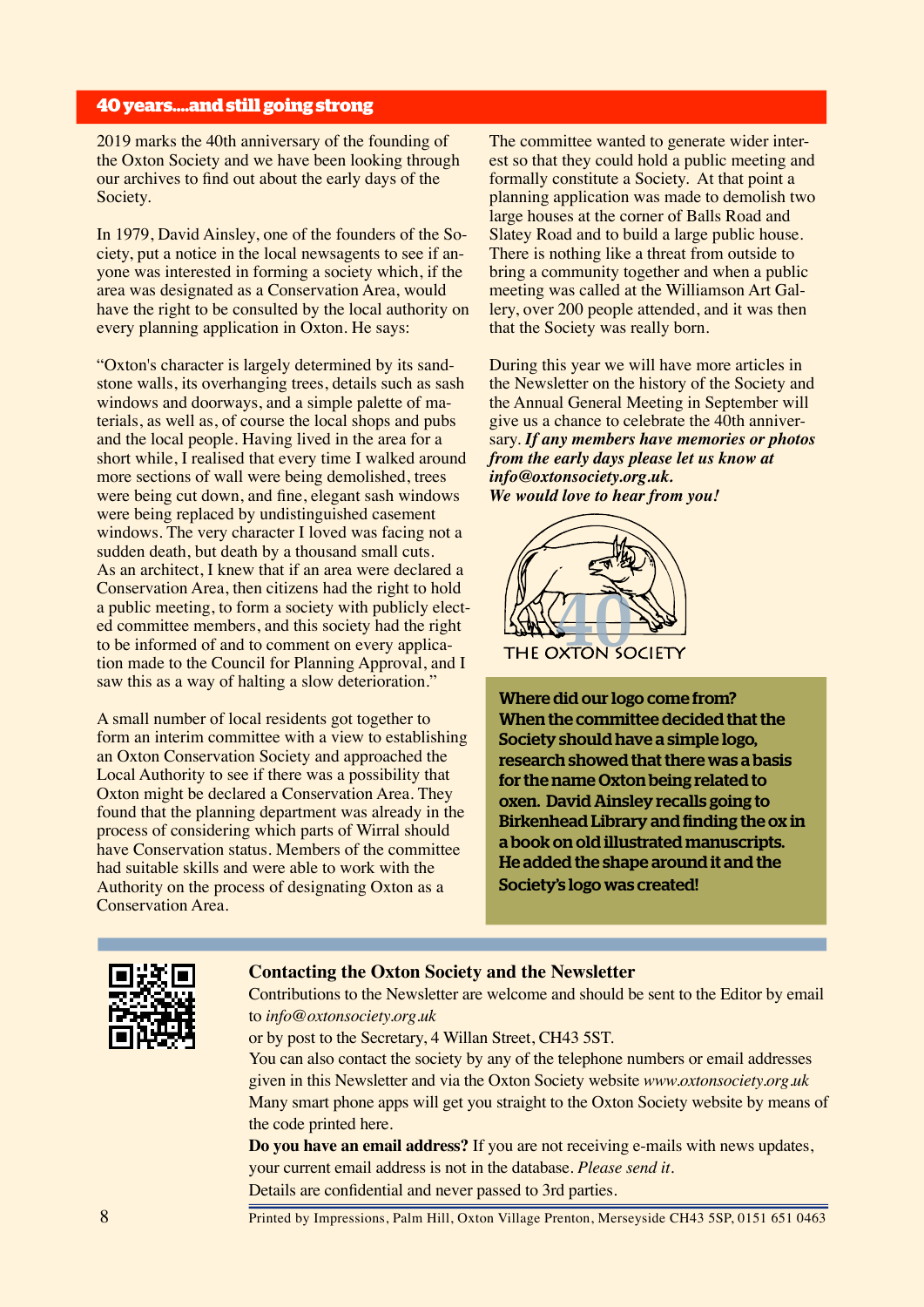## 40 years....and still going strong

2019 marks the 40th anniversary of the founding of the Oxton Society and we have been looking through our archives to find out about the early days of the Society.

In 1979, David Ainsley, one of the founders of the Society, put a notice in the local newsagents to see if anyone was interested in forming a society which, if the area was designated as a Conservation Area, would have the right to be consulted by the local authority on every planning application in Oxton. He says:

"Oxton's character is largely determined by its sandstone walls, its overhanging trees, details such as sash windows and doorways, and a simple palette of materials, as well as, of course the local shops and pubs and the local people. Having lived in the area for a short while, I realised that every time I walked around more sections of wall were being demolished, trees were being cut down, and fine, elegant sash windows were being replaced by undistinguished casement windows. The very character I loved was facing not a sudden death, but death by a thousand small cuts. As an architect, I knew that if an area were declared a Conservation Area, then citizens had the right to hold a public meeting, to form a society with publicly elected committee members, and this society had the right to be informed of and to comment on every application made to the Council for Planning Approval, and I saw this as a way of halting a slow deterioration."

A small number of local residents got together to form an interim committee with a view to establishing an Oxton Conservation Society and approached the Local Authority to see if there was a possibility that Oxton might be declared a Conservation Area. They found that the planning department was already in the process of considering which parts of Wirral should have Conservation status. Members of the committee had suitable skills and were able to work with the Authority on the process of designating Oxton as a Conservation Area.

The committee wanted to generate wider interest so that they could hold a public meeting and formally constitute a Society. At that point a planning application was made to demolish two large houses at the corner of Balls Road and Slatey Road and to build a large public house. There is nothing like a threat from outside to bring a community together and when a public meeting was called at the Williamson Art Gallery, over 200 people attended, and it was then that the Society was really born.

During this year we will have more articles in the Newsletter on the history of the Society and the Annual General Meeting in September will give us a chance to celebrate the 40th anniversary. ***If any members have memories or photos from the early days please let us know at info@oxtonsociety.org.uk.***
***We would love to hear from you!***

40
THE OXTON SOCIETY

**Where did our logo come from?**
**When the committee decided that the Society should have a simple logo, research showed that there was a basis for the name Oxton being related to oxen. David Ainsley recalls going to Birkenhead Library and finding the ox in a book on old illustrated manuscripts. He added the shape around it and the Society's logo was created!**

### Contacting the Oxton Society and the Newsletter

Contributions to the Newsletter are welcome and should be sent to the Editor by email to *info@oxtonsociety.org.uk*
or by post to the Secretary, 4 Willan Street, CH43 5ST.
You can also contact the society by any of the telephone numbers or email addresses given in this Newsletter and via the Oxton Society website *www.oxtonsociety.org.uk*
Many smart phone apps will get you straight to the Oxton Society website by means of the code printed here.
**Do you have an email address?** If you are not receiving e-mails with news updates, your current email address is not in the database. *Please send it.*
Details are confidential and never passed to 3rd parties.

Printed by Impressions, Palm Hill, Oxton Village Prenton, Merseyside CH43 5SP, 0151 651 0463